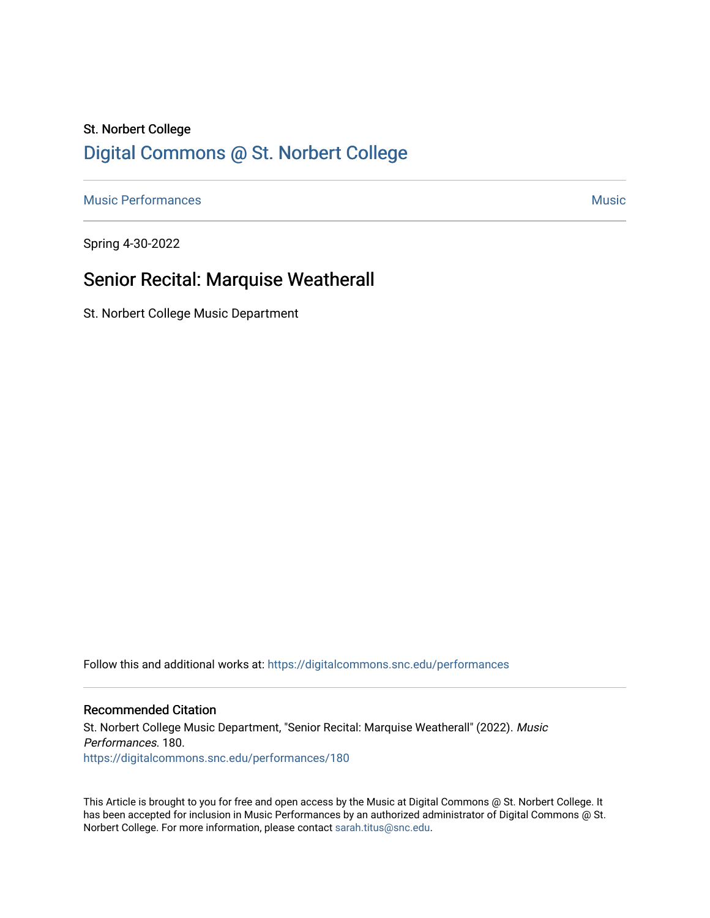St. Norbert College

# Digital Commons @ St. Norbert College

Music Performances | Music

Spring 4-30-2022

## Senior Recital: Marquise Weatherall

St. Norbert College Music Department

Follow this and additional works at: https://digitalcommons.snc.edu/performances

### Recommended Citation

St. Norbert College Music Department, "Senior Recital: Marquise Weatherall" (2022). *Music Performances*. 180.
https://digitalcommons.snc.edu/performances/180

This Article is brought to you for free and open access by the Music at Digital Commons @ St. Norbert College. It has been accepted for inclusion in Music Performances by an authorized administrator of Digital Commons @ St. Norbert College. For more information, please contact sarah.titus@snc.edu.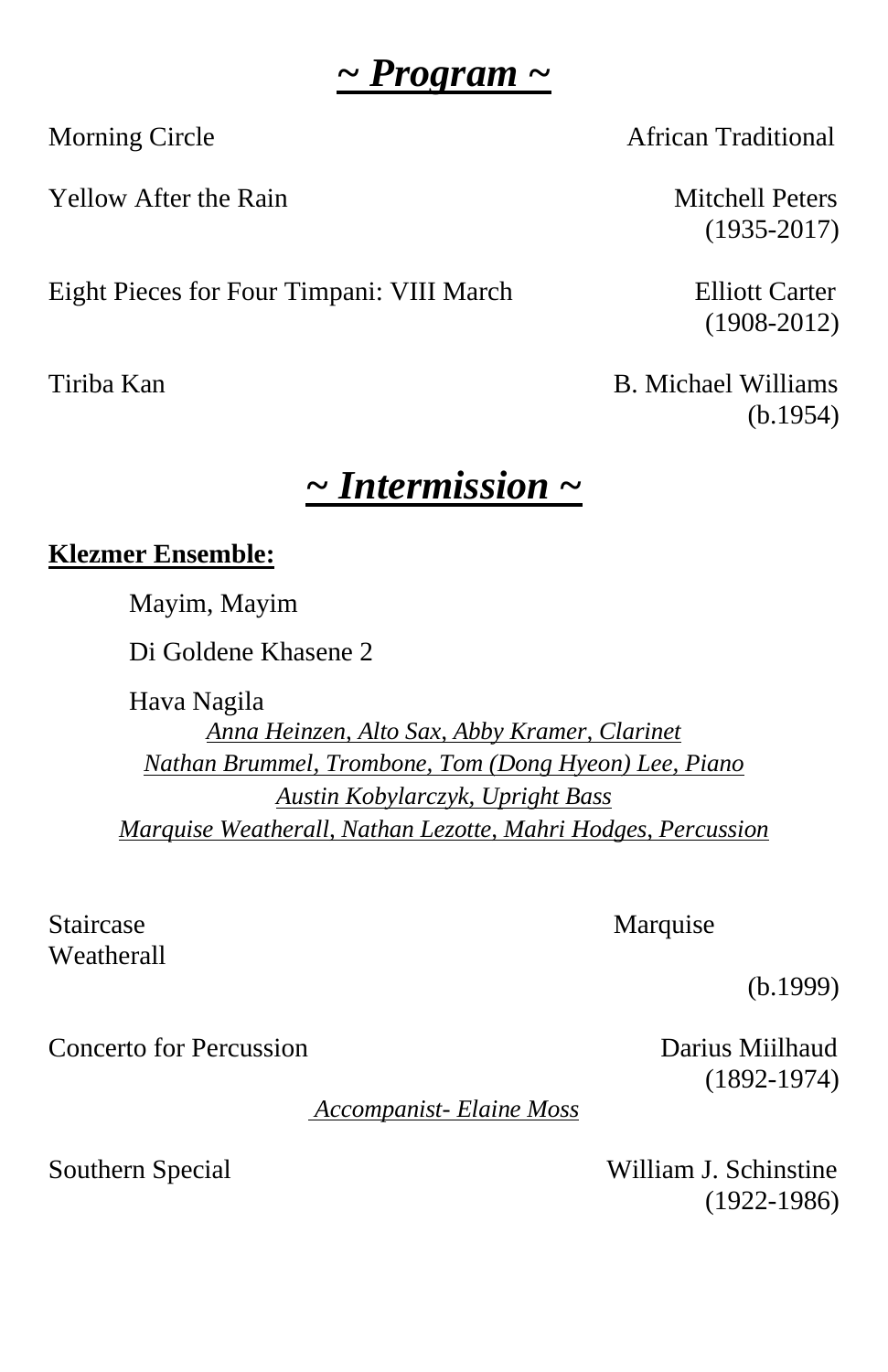## ~ *Program* ~

Morning Circle — African Traditional

Yellow After the Rain — Mitchell Peters (1935-2017)

Eight Pieces for Four Timpani: VIII March — Elliott Carter (1908-2012)

Tiriba Kan — B. Michael Williams (b.1954)

## ~ *Intermission* ~

**Klezmer Ensemble:**

Mayim, Mayim

Di Goldene Khasene 2

Hava Nagila

*Anna Heinzen, Alto Sax, Abby Kramer, Clarinet*
*Nathan Brummel, Trombone, Tom (Dong Hyeon) Lee, Piano*
*Austin Kobylarczyk, Upright Bass*
*Marquise Weatherall, Nathan Lezotte, Mahri Hodges, Percussion*

Staircase — Marquise Weatherall (b.1999)

Concerto for Percussion — Darius Miilhaud (1892-1974)

*Accompanist- Elaine Moss*

Southern Special — William J. Schinstine (1922-1986)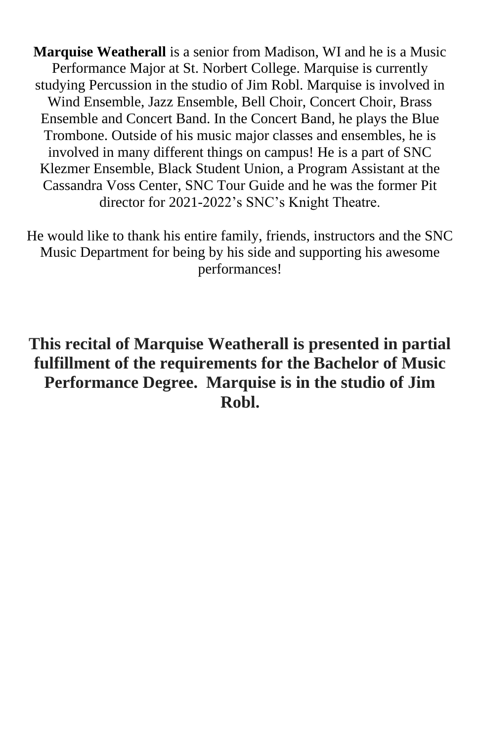**Marquise Weatherall** is a senior from Madison, WI and he is a Music Performance Major at St. Norbert College. Marquise is currently studying Percussion in the studio of Jim Robl. Marquise is involved in Wind Ensemble, Jazz Ensemble, Bell Choir, Concert Choir, Brass Ensemble and Concert Band. In the Concert Band, he plays the Blue Trombone. Outside of his music major classes and ensembles, he is involved in many different things on campus! He is a part of SNC Klezmer Ensemble, Black Student Union, a Program Assistant at the Cassandra Voss Center, SNC Tour Guide and he was the former Pit director for 2021-2022's SNC's Knight Theatre.

He would like to thank his entire family, friends, instructors and the SNC Music Department for being by his side and supporting his awesome performances!

**This recital of Marquise Weatherall is presented in partial fulfillment of the requirements for the Bachelor of Music Performance Degree. Marquise is in the studio of Jim Robl.**